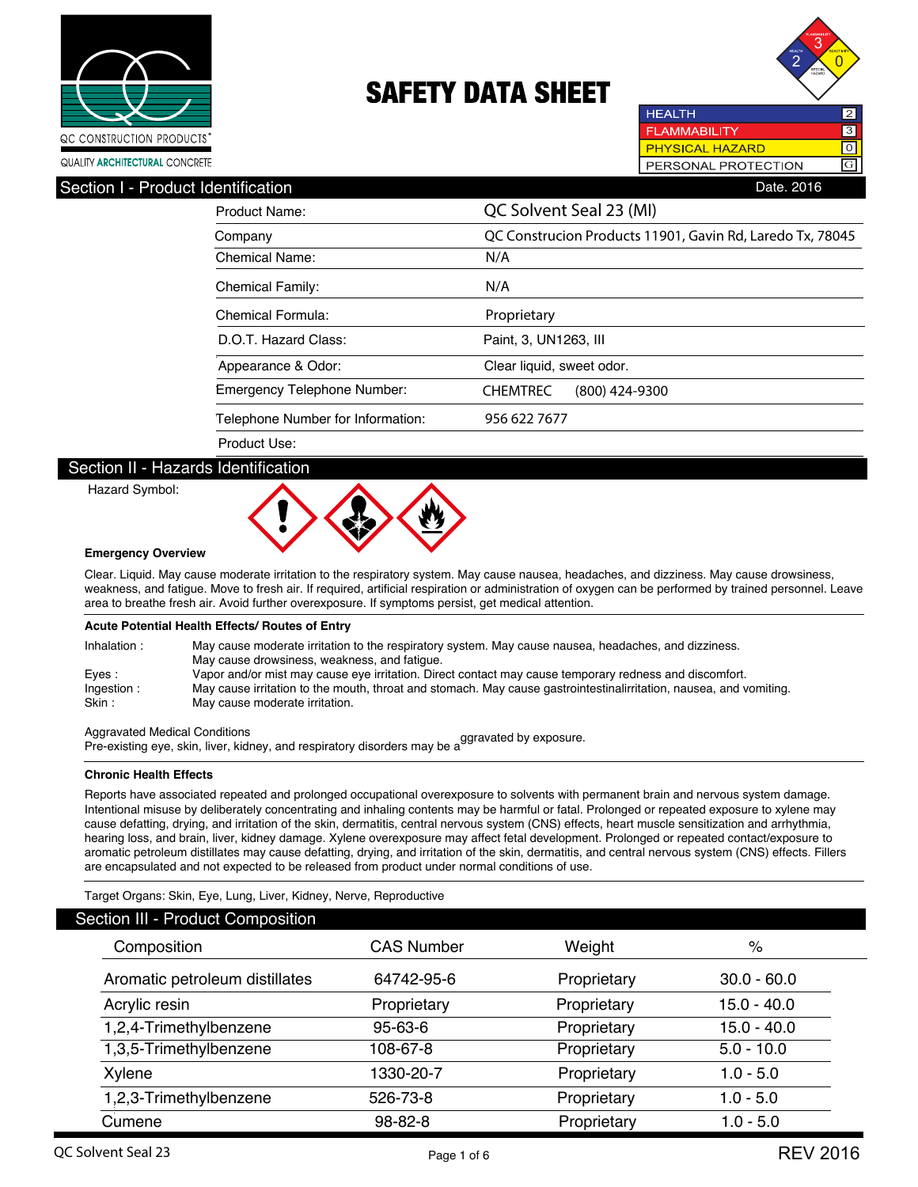QC CONSTRUCTION PRODUCTS®
QUALITY ARCHITECTURAL CONCRETE

# SAFETY DATA SHEET

| | |
|---|---|
| HEALTH | 2 |
| FLAMMABILITY | 3 |
| PHYSICAL HAZARD | 0 |
| PERSONAL PROTECTION | G |

## Section I - Product Identification

Date. 2016

| | |
|---|---|
| Product Name: | QC Solvent Seal 23 (MI) |
| Company | QC Construcion Products 11901, Gavin Rd, Laredo Tx, 78045 |
| Chemical Name: | N/A |
| Chemical Family: | N/A |
| Chemical Formula: | Proprietary |
| D.O.T. Hazard Class: | Paint, 3, UN1263, III |
| Appearance & Odor: | Clear liquid, sweet odor. |
| Emergency Telephone Number: | CHEMTREC (800) 424-9300 |
| Telephone Number for Information: | 956 622 7677 |
| Product Use: | |

## Section II - Hazards Identification

Hazard Symbol:

**Emergency Overview**

Clear. Liquid. May cause moderate irritation to the respiratory system. May cause nausea, headaches, and dizziness. May cause drowsiness, weakness, and fatigue. Move to fresh air. If required, artificial respiration or administration of oxygen can be performed by trained personnel. Leave area to breathe fresh air. Avoid further overexposure. If symptoms persist, get medical attention.

**Acute Potential Health Effects/ Routes of Entry**

| | |
|---|---|
| Inhalation : | May cause moderate irritation to the respiratory system. May cause nausea, headaches, and dizziness. May cause drowsiness, weakness, and fatigue. |
| Eyes : | Vapor and/or mist may cause eye irritation. Direct contact may cause temporary redness and discomfort. |
| Ingestion : | May cause irritation to the mouth, throat and stomach. May cause gastrointestinalirritation, nausea, and vomiting. |
| Skin : | May cause moderate irritation. |

Aggravated Medical Conditions
Pre-existing eye, skin, liver, kidney, and respiratory disorders may be aggravated by exposure.

**Chronic Health Effects**

Reports have associated repeated and prolonged occupational overexposure to solvents with permanent brain and nervous system damage. Intentional misuse by deliberately concentrating and inhaling contents may be harmful or fatal. Prolonged or repeated exposure to xylene may cause defatting, drying, and irritation of the skin, dermatitis, central nervous system (CNS) effects, heart muscle sensitization and arrhythmia, hearing loss, and brain, liver, kidney damage. Xylene overexposure may affect fetal development. Prolonged or repeated contact/exposure to aromatic petroleum distillates may cause defatting, drying, and irritation of the skin, dermatitis, and central nervous system (CNS) effects. Fillers are encapsulated and not expected to be released from product under normal conditions of use.

Target Organs: Skin, Eye, Lung, Liver, Kidney, Nerve, Reproductive

## Section III - Product Composition

| Composition | CAS Number | Weight | % |
|---|---|---|---|
| Aromatic petroleum distillates | 64742-95-6 | Proprietary | 30.0 - 60.0 |
| Acrylic resin | Proprietary | Proprietary | 15.0 - 40.0 |
| 1,2,4-Trimethylbenzene | 95-63-6 | Proprietary | 15.0 - 40.0 |
| 1,3,5-Trimethylbenzene | 108-67-8 | Proprietary | 5.0 - 10.0 |
| Xylene | 1330-20-7 | Proprietary | 1.0 - 5.0 |
| 1,2,3-Trimethylbenzene | 526-73-8 | Proprietary | 1.0 - 5.0 |
| Cumene | 98-82-8 | Proprietary | 1.0 - 5.0 |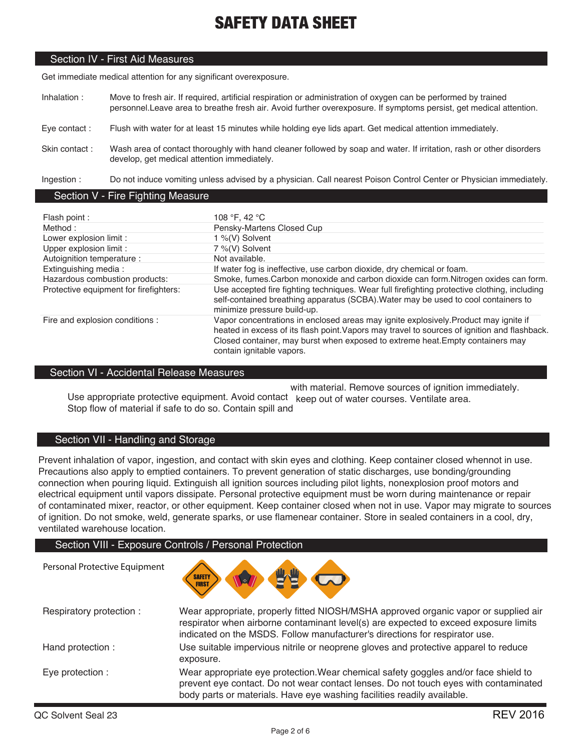# SAFETY DATA SHEET

## Section IV - First Aid Measures

Get immediate medical attention for any significant overexposure.

**Inhalation :** Move to fresh air. If required, artificial respiration or administration of oxygen can be performed by trained personnel.Leave area to breathe fresh air. Avoid further overexposure. If symptoms persist, get medical attention.

**Eye contact :** Flush with water for at least 15 minutes while holding eye lids apart. Get medical attention immediately.

**Skin contact :** Wash area of contact thoroughly with hand cleaner followed by soap and water. If irritation, rash or other disorders develop, get medical attention immediately.

**Ingestion :** Do not induce vomiting unless advised by a physician. Call nearest Poison Control Center or Physician immediately.

## Section V - Fire Fighting Measure

| | |
|---|---|
| Flash point : | 108 °F, 42 °C |
| Method : | Pensky-Martens Closed Cup |
| Lower explosion limit : | 1 %(V) Solvent |
| Upper explosion limit : | 7 %(V) Solvent |
| Autoignition temperature : | Not available. |
| Extinguishing media : | If water fog is ineffective, use carbon dioxide, dry chemical or foam. |
| Hazardous combustion products: | Smoke, fumes.Carbon monoxide and carbon dioxide can form.Nitrogen oxides can form. |
| Protective equipment for firefighters: | Use accepted fire fighting techniques. Wear full firefighting protective clothing, including self-contained breathing apparatus (SCBA).Water may be used to cool containers to minimize pressure build-up. |
| Fire and explosion conditions : | Vapor concentrations in enclosed areas may ignite explosively.Product may ignite if heated in excess of its flash point.Vapors may travel to sources of ignition and flashback. Closed container, may burst when exposed to extreme heat.Empty containers may contain ignitable vapors. |

## Section VI - Accidental Release Measures

Use appropriate protective equipment. Avoid contact with material. Remove sources of ignition immediately. Stop flow of material if safe to do so. Contain spill and keep out of water courses. Ventilate area.

## Section VII - Handling and Storage

Prevent inhalation of vapor, ingestion, and contact with skin eyes and clothing. Keep container closed whennot in use. Precautions also apply to emptied containers. To prevent generation of static discharges, use bonding/grounding connection when pouring liquid. Extinguish all ignition sources including pilot lights, nonexplosion proof motors and electrical equipment until vapors dissipate. Personal protective equipment must be worn during maintenance or repair of contaminated mixer, reactor, or other equipment. Keep container closed when not in use. Vapor may migrate to sources of ignition. Do not smoke, weld, generate sparks, or use flamenear container. Store in sealed containers in a cool, dry, ventilated warehouse location.

## Section VIII - Exposure Controls / Personal Protection

**Personal Protective Equipment**

**Respiratory protection :** Wear appropriate, properly fitted NIOSH/MSHA approved organic vapor or supplied air respirator when airborne contaminant level(s) are expected to exceed exposure limits indicated on the MSDS. Follow manufacturer's directions for respirator use.

**Hand protection :** Use suitable impervious nitrile or neoprene gloves and protective apparel to reduce exposure.

**Eye protection :** Wear appropriate eye protection.Wear chemical safety goggles and/or face shield to prevent eye contact. Do not wear contact lenses. Do not touch eyes with contaminated body parts or materials. Have eye washing facilities readily available.

QC Solvent Seal 23 — REV 2016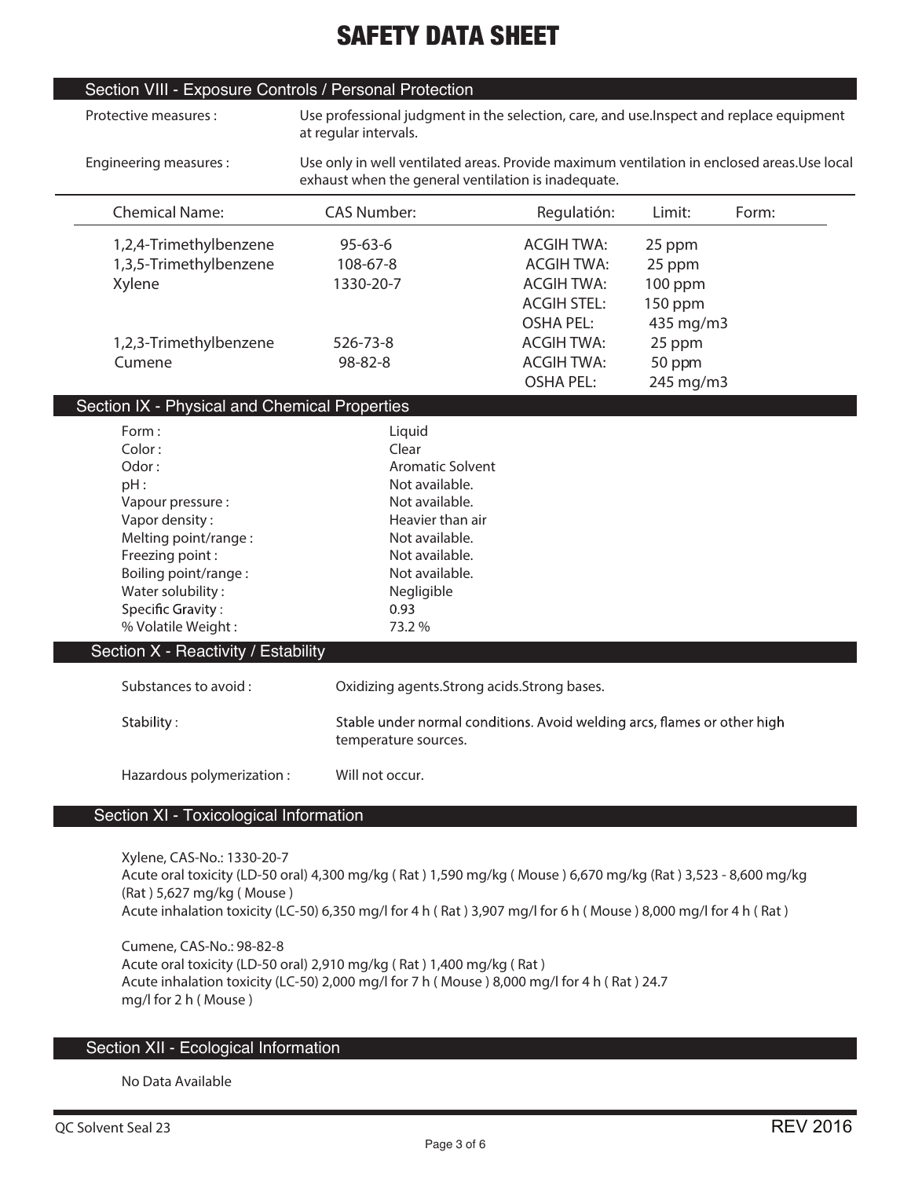# SAFETY DATA SHEET

## Section VIII - Exposure Controls / Personal Protection

Protective measures : Use professional judgment in the selection, care, and use.Inspect and replace equipment at regular intervals.

Engineering measures : Use only in well ventilated areas. Provide maximum ventilation in enclosed areas.Use local exhaust when the general ventilation is inadequate.

| Chemical Name: | CAS Number: | Regulatión: | Limit: | Form: |
|---|---|---|---|---|
| 1,2,4-Trimethylbenzene | 95-63-6 | ACGIH TWA: | 25 ppm | |
| 1,3,5-Trimethylbenzene | 108-67-8 | ACGIH TWA: | 25 ppm | |
| Xylene | 1330-20-7 | ACGIH TWA: | 100 ppm | |
| | | ACGIH STEL: | 150 ppm | |
| | | OSHA PEL: | 435 mg/m3 | |
| 1,2,3-Trimethylbenzene | 526-73-8 | ACGIH TWA: | 25 ppm | |
| Cumene | 98-82-8 | ACGIH TWA: | 50 ppm | |
| | | OSHA PEL: | 245 mg/m3 | |

## Section IX - Physical and Chemical Properties

| | |
|---|---|
| Form : | Liquid |
| Color : | Clear |
| Odor : | Aromatic Solvent |
| pH : | Not available. |
| Vapour pressure : | Not available. |
| Vapor density : | Heavier than air |
| Melting point/range : | Not available. |
| Freezing point : | Not available. |
| Boiling point/range : | Not available. |
| Water solubility : | Negligible |
| Specific Gravity : | 0.93 |
| % Volatile Weight : | 73.2 % |

## Section X - Reactivity / Estability

Substances to avoid : Oxidizing agents.Strong acids.Strong bases.

Stability : Stable under normal conditions. Avoid welding arcs, flames or other high temperature sources.

Hazardous polymerization : Will not occur.

## Section XI - Toxicological Information

Xylene, CAS-No.: 1330-20-7
Acute oral toxicity (LD-50 oral) 4,300 mg/kg ( Rat ) 1,590 mg/kg ( Mouse ) 6,670 mg/kg (Rat ) 3,523 - 8,600 mg/kg (Rat ) 5,627 mg/kg ( Mouse )
Acute inhalation toxicity (LC-50) 6,350 mg/l for 4 h ( Rat ) 3,907 mg/l for 6 h ( Mouse ) 8,000 mg/l for 4 h ( Rat )

Cumene, CAS-No.: 98-82-8
Acute oral toxicity (LD-50 oral) 2,910 mg/kg ( Rat ) 1,400 mg/kg ( Rat )
Acute inhalation toxicity (LC-50) 2,000 mg/l for 7 h ( Mouse ) 8,000 mg/l for 4 h ( Rat ) 24.7 mg/l for 2 h ( Mouse )

## Section XII - Ecological Information

No Data Available

QC Solvent Seal 23 REV 2016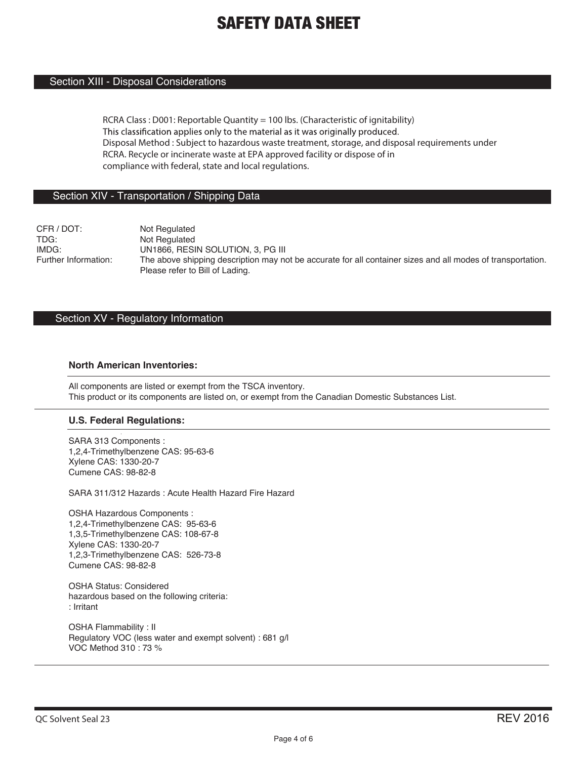# SAFETY DATA SHEET

## Section XIII - Disposal Considerations

RCRA Class : D001: Reportable Quantity = 100 lbs. (Characteristic of ignitability)
This classification applies only to the material as it was originally produced.
Disposal Method : Subject to hazardous waste treatment, storage, and disposal requirements under RCRA. Recycle or incinerate waste at EPA approved facility or dispose of in compliance with federal, state and local regulations.

## Section XIV - Transportation / Shipping Data

| | |
|---|---|
| CFR / DOT: | Not Regulated |
| TDG: | Not Regulated |
| IMDG: | UN1866, RESIN SOLUTION, 3, PG III |
| Further Information: | The above shipping description may not be accurate for all container sizes and all modes of transportation. Please refer to Bill of Lading. |

## Section XV - Regulatory Information

### North American Inventories:

All components are listed or exempt from the TSCA inventory.
This product or its components are listed on, or exempt from the Canadian Domestic Substances List.

### U.S. Federal Regulations:

SARA 313 Components :
1,2,4-Trimethylbenzene CAS: 95-63-6
Xylene CAS: 1330-20-7
Cumene CAS: 98-82-8

SARA 311/312 Hazards : Acute Health Hazard Fire Hazard

OSHA Hazardous Components :
1,2,4-Trimethylbenzene CAS: 95-63-6
1,3,5-Trimethylbenzene CAS: 108-67-8
Xylene CAS: 1330-20-7
1,2,3-Trimethylbenzene CAS: 526-73-8
Cumene CAS: 98-82-8

OSHA Status: Considered
hazardous based on the following criteria:
: Irritant

OSHA Flammability : II
Regulatory VOC (less water and exempt solvent) : 681 g/l
VOC Method 310 : 73 %

QC Solvent Seal 23 REV 2016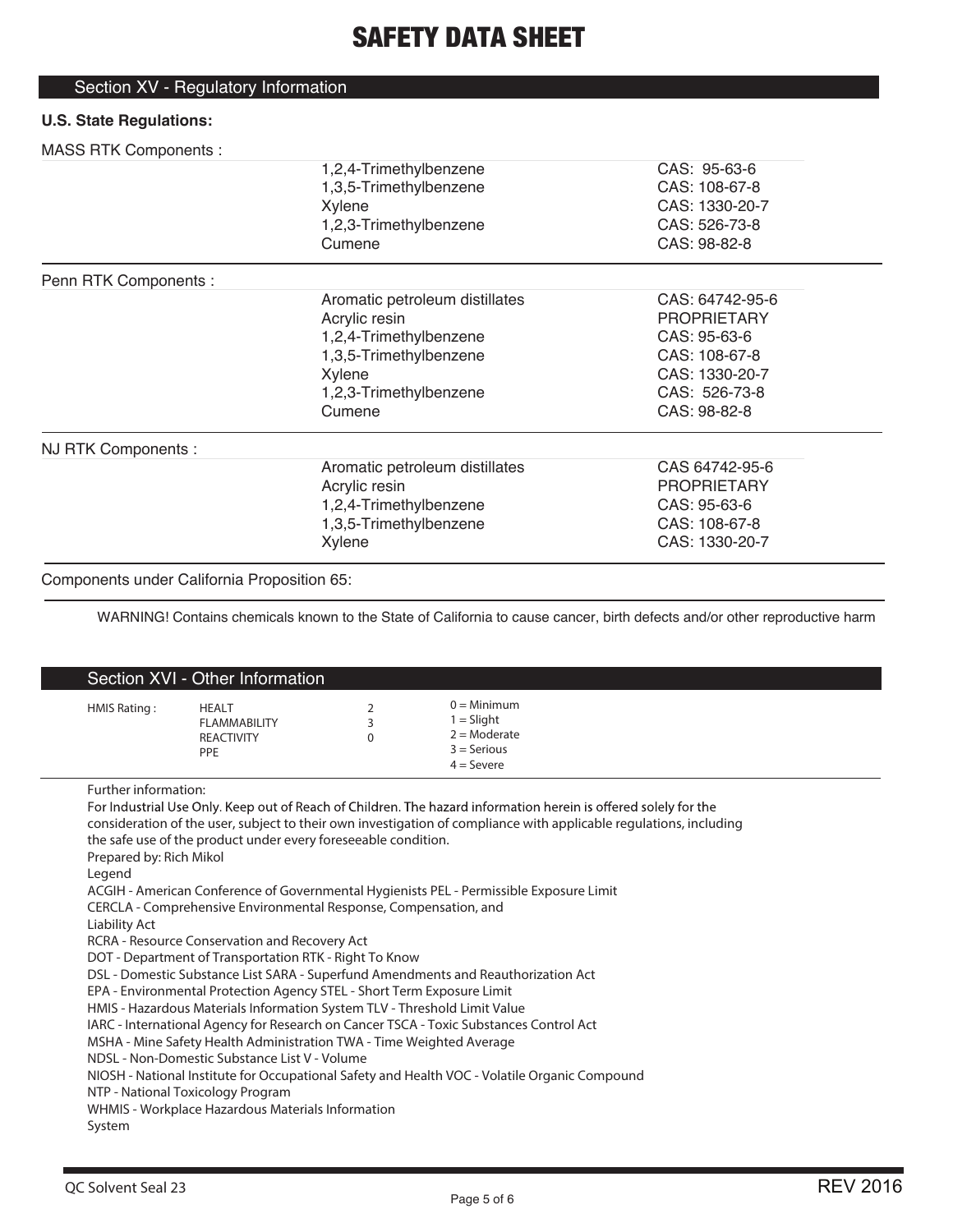# SAFETY DATA SHEET

## Section XV - Regulatory Information

**U.S. State Regulations:**

MASS RTK Components :

| | | |
|---|---|---|
| | 1,2,4-Trimethylbenzene | CAS: 95-63-6 |
| | 1,3,5-Trimethylbenzene | CAS: 108-67-8 |
| | Xylene | CAS: 1330-20-7 |
| | 1,2,3-Trimethylbenzene | CAS: 526-73-8 |
| | Cumene | CAS: 98-82-8 |

Penn RTK Components :

| | | |
|---|---|---|
| | Aromatic petroleum distillates | CAS: 64742-95-6 |
| | Acrylic resin | PROPRIETARY |
| | 1,2,4-Trimethylbenzene | CAS: 95-63-6 |
| | 1,3,5-Trimethylbenzene | CAS: 108-67-8 |
| | Xylene | CAS: 1330-20-7 |
| | 1,2,3-Trimethylbenzene | CAS: 526-73-8 |
| | Cumene | CAS: 98-82-8 |

NJ RTK Components :

| | | |
|---|---|---|
| | Aromatic petroleum distillates | CAS 64742-95-6 |
| | Acrylic resin | PROPRIETARY |
| | 1,2,4-Trimethylbenzene | CAS: 95-63-6 |
| | 1,3,5-Trimethylbenzene | CAS: 108-67-8 |
| | Xylene | CAS: 1330-20-7 |

Components under California Proposition 65:

WARNING! Contains chemicals known to the State of California to cause cancer, birth defects and/or other reproductive harm

## Section XVI - Other Information

| HMIS Rating : | | | |
|---|---|---|---|
| | HEALT | 2 | 0 = Minimum |
| | FLAMMABILITY | 3 | 1 = Slight |
| | REACTIVITY | 0 | 2 = Moderate |
| | PPE | | 3 = Serious |
| | | | 4 = Severe |

Further information:

For Industrial Use Only. Keep out of Reach of Children. The hazard information herein is offered solely for the consideration of the user, subject to their own investigation of compliance with applicable regulations, including the safe use of the product under every foreseeable condition.

Prepared by: Rich Mikol

Legend

ACGIH - American Conference of Governmental Hygienists PEL - Permissible Exposure Limit
CERCLA - Comprehensive Environmental Response, Compensation, and Liability Act
RCRA - Resource Conservation and Recovery Act
DOT - Department of Transportation RTK - Right To Know
DSL - Domestic Substance List SARA - Superfund Amendments and Reauthorization Act
EPA - Environmental Protection Agency STEL - Short Term Exposure Limit
HMIS - Hazardous Materials Information System TLV - Threshold Limit Value
IARC - International Agency for Research on Cancer TSCA - Toxic Substances Control Act
MSHA - Mine Safety Health Administration TWA - Time Weighted Average
NDSL - Non-Domestic Substance List V - Volume
NIOSH - National Institute for Occupational Safety and Health VOC - Volatile Organic Compound
NTP - National Toxicology Program
WHMIS - Workplace Hazardous Materials Information System

QC Solvent Seal 23 REV 2016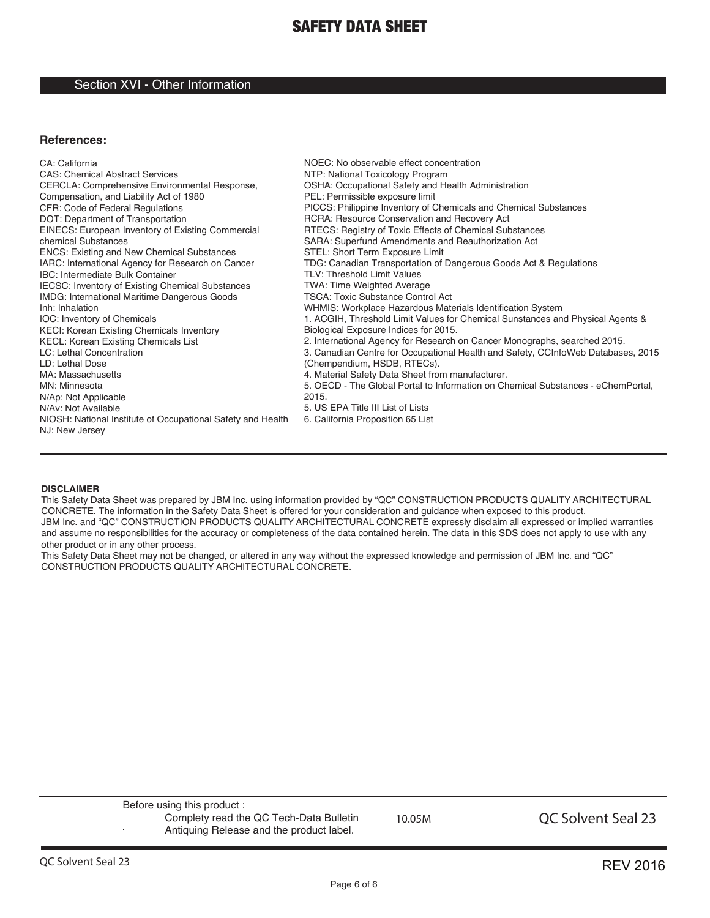## Section XVI - Other Information

### References:

CA: California
CAS: Chemical Abstract Services
CERCLA: Comprehensive Environmental Response, Compensation, and Liability Act of 1980
CFR: Code of Federal Regulations
DOT: Department of Transportation
EINECS: European Inventory of Existing Commercial chemical Substances
ENCS: Existing and New Chemical Substances
IARC: International Agency for Research on Cancer
IBC: Intermediate Bulk Container
IECSC: Inventory of Existing Chemical Substances
IMDG: International Maritime Dangerous Goods
Inh: Inhalation
IOC: Inventory of Chemicals
KECI: Korean Existing Chemicals Inventory
KECL: Korean Existing Chemicals List
LC: Lethal Concentration
LD: Lethal Dose
MA: Massachusetts
MN: Minnesota
N/Ap: Not Applicable
N/Av: Not Available
NIOSH: National Institute of Occupational Safety and Health
NJ: New Jersey
NOEC: No observable effect concentration
NTP: National Toxicology Program
OSHA: Occupational Safety and Health Administration
PEL: Permissible exposure limit
PICCS: Philippine Inventory of Chemicals and Chemical Substances
RCRA: Resource Conservation and Recovery Act
RTECS: Registry of Toxic Effects of Chemical Substances
SARA: Superfund Amendments and Reauthorization Act
STEL: Short Term Exposure Limit
TDG: Canadian Transportation of Dangerous Goods Act & Regulations
TLV: Threshold Limit Values
TWA: Time Weighted Average
TSCA: Toxic Substance Control Act
WHMIS: Workplace Hazardous Materials Identification System

1. ACGIH, Threshold Limit Values for Chemical Sunstances and Physical Agents & Biological Exposure Indices for 2015.
2. International Agency for Research on Cancer Monographs, searched 2015.
3. Canadian Centre for Occupational Health and Safety, CCInfoWeb Databases, 2015 (Chempendium, HSDB, RTECs).
4. Material Safety Data Sheet from manufacturer.
5. OECD - The Global Portal to Information on Chemical Substances - eChemPortal, 2015.
5. US EPA Title III List of Lists
6. California Proposition 65 List

**DISCLAIMER**

This Safety Data Sheet was prepared by JBM Inc. using information provided by "QC" CONSTRUCTION PRODUCTS QUALITY ARCHITECTURAL CONCRETE. The information in the Safety Data Sheet is offered for your consideration and guidance when exposed to this product.
JBM Inc. and "QC" CONSTRUCTION PRODUCTS QUALITY ARCHITECTURAL CONCRETE expressly disclaim all expressed or implied warranties and assume no responsibilities for the accuracy or completeness of the data contained herein. The data in this SDS does not apply to use with any other product or in any other process.
This Safety Data Sheet may not be changed, or altered in any way without the expressed knowledge and permission of JBM Inc. and "QC" CONSTRUCTION PRODUCTS QUALITY ARCHITECTURAL CONCRETE.

Before using this product :
Complety read the QC Tech-Data Bulletin
Antiquing Release and the product label.

10.05M

QC Solvent Seal 23

REV 2016